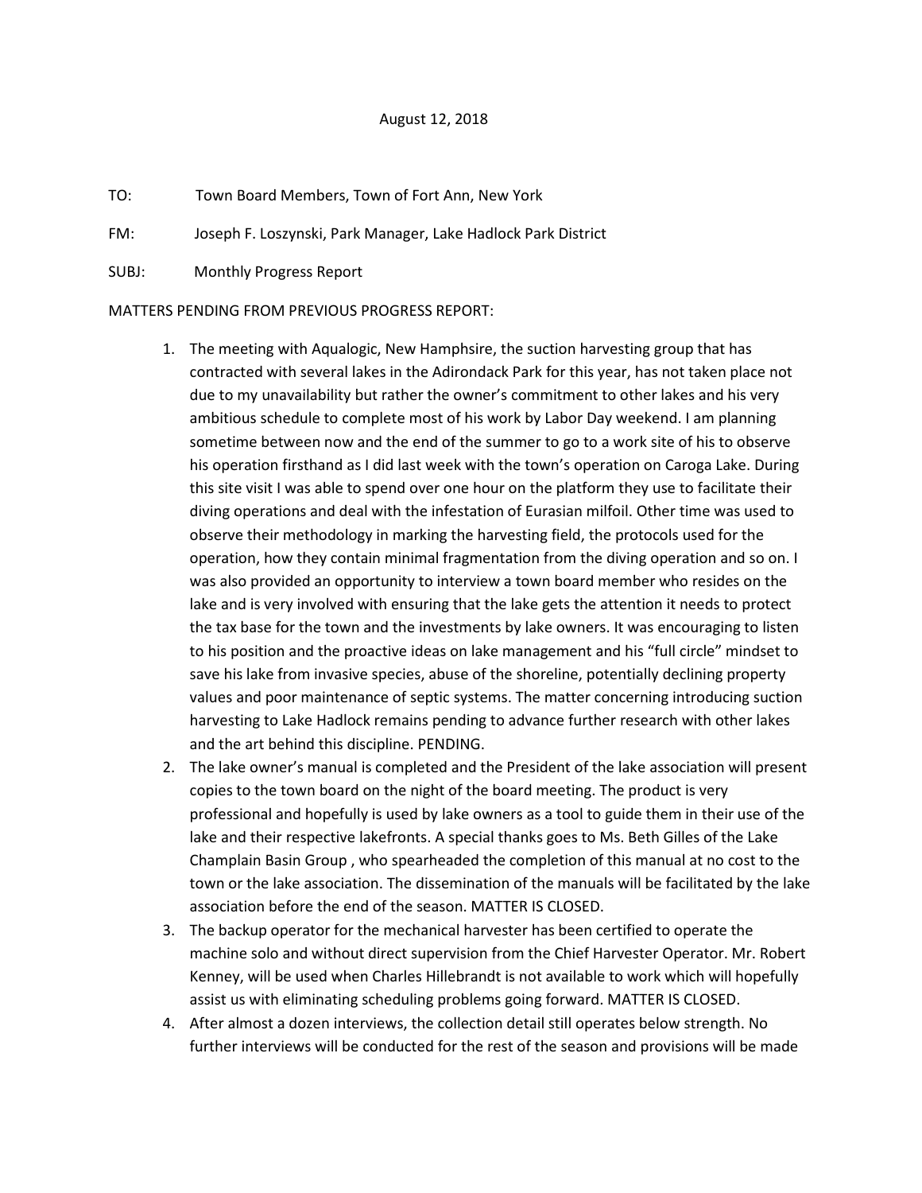August 12, 2018

TO: Town Board Members, Town of Fort Ann, New York

FM: Joseph F. Loszynski, Park Manager, Lake Hadlock Park District

SUBJ: Monthly Progress Report

MATTERS PENDING FROM PREVIOUS PROGRESS REPORT:

1. The meeting with Aqualogic, New Hampshire, the suction harvesting group that has contracted with several lakes in the Adirondack Park for this year, has not taken place not due to my unavailability but rather the owner's commitment to other lakes and his very ambitious schedule to complete most of his work by Labor Day weekend. I am planning sometime between now and the end of the summer to go to a work site of his to observe his operation firsthand as I did last week with the town's operation on Caroga Lake. During this site visit I was able to spend over one hour on the platform they use to facilitate their diving operations and deal with the infestation of Eurasian milfoil. Other time was used to observe their methodology in marking the harvesting field, the protocols used for the operation, how they contain minimal fragmentation from the diving operation and so on. I was also provided an opportunity to interview a town board member who resides on the lake and is very involved with ensuring that the lake gets the attention it needs to protect the tax base for the town and the investments by lake owners. It was encouraging to listen to his position and the proactive ideas on lake management and his "full circle" mindset to save his lake from invasive species, abuse of the shoreline, potentially declining property values and poor maintenance of septic systems. The matter concerning introducing suction harvesting to Lake Hadlock remains pending to advance further research with other lakes and the art behind this discipline. PENDING.
2. The lake owner's manual is completed and the President of the lake association will present copies to the town board on the night of the board meeting. The product is very professional and hopefully is used by lake owners as a tool to guide them in their use of the lake and their respective lakefronts. A special thanks goes to Ms. Beth Gilles of the Lake Champlain Basin Group , who spearheaded the completion of this manual at no cost to the town or the lake association. The dissemination of the manuals will be facilitated by the lake association before the end of the season. MATTER IS CLOSED.
3. The backup operator for the mechanical harvester has been certified to operate the machine solo and without direct supervision from the Chief Harvester Operator. Mr. Robert Kenney, will be used when Charles Hillebrandt is not available to work which will hopefully assist us with eliminating scheduling problems going forward. MATTER IS CLOSED.
4. After almost a dozen interviews, the collection detail still operates below strength. No further interviews will be conducted for the rest of the season and provisions will be made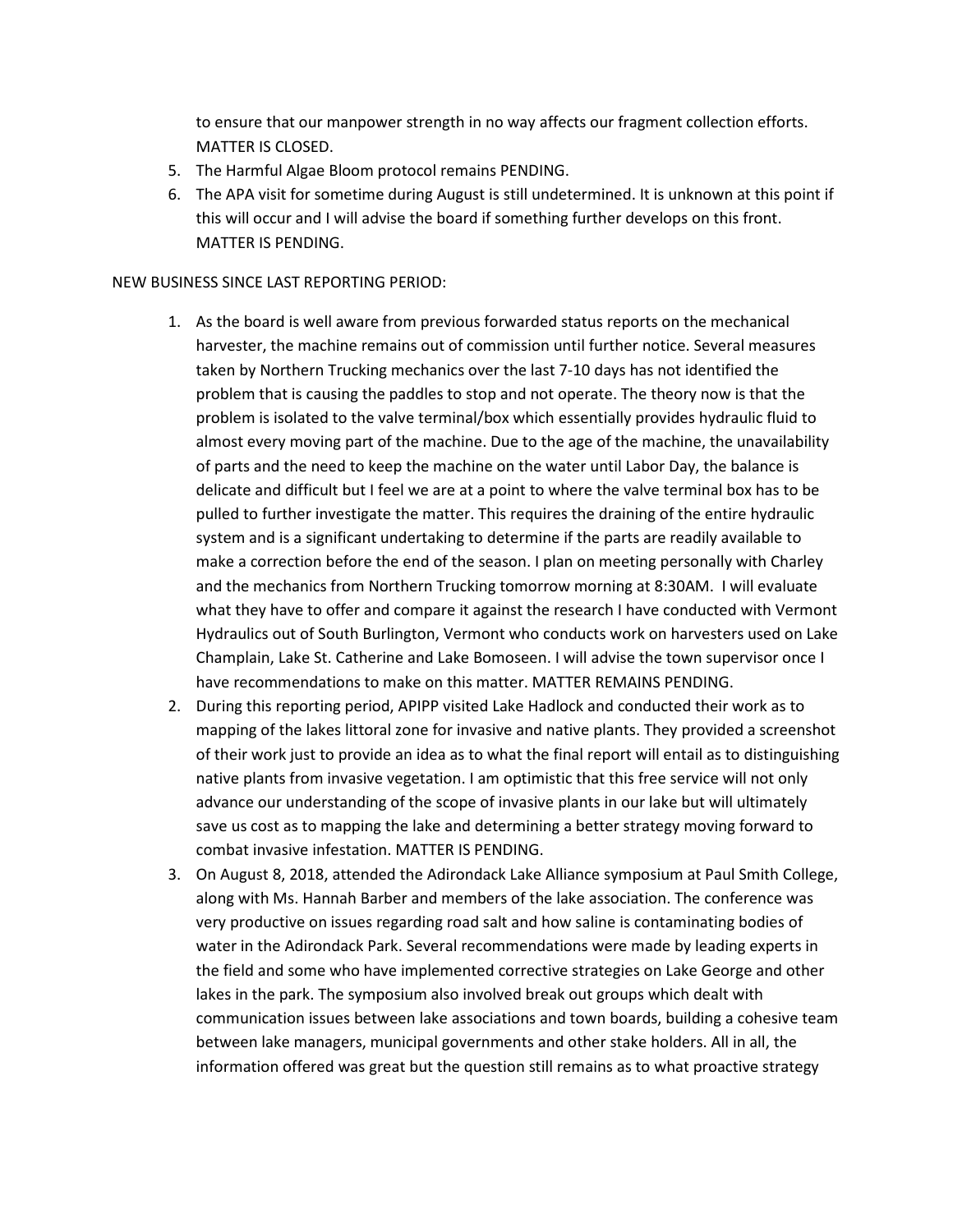to ensure that our manpower strength in no way affects our fragment collection efforts. MATTER IS CLOSED.

5. The Harmful Algae Bloom protocol remains PENDING.
6. The APA visit for sometime during August is still undetermined. It is unknown at this point if this will occur and I will advise the board if something further develops on this front. MATTER IS PENDING.

NEW BUSINESS SINCE LAST REPORTING PERIOD:

1. As the board is well aware from previous forwarded status reports on the mechanical harvester, the machine remains out of commission until further notice. Several measures taken by Northern Trucking mechanics over the last 7-10 days has not identified the problem that is causing the paddles to stop and not operate. The theory now is that the problem is isolated to the valve terminal/box which essentially provides hydraulic fluid to almost every moving part of the machine. Due to the age of the machine, the unavailability of parts and the need to keep the machine on the water until Labor Day, the balance is delicate and difficult but I feel we are at a point to where the valve terminal box has to be pulled to further investigate the matter. This requires the draining of the entire hydraulic system and is a significant undertaking to determine if the parts are readily available to make a correction before the end of the season. I plan on meeting personally with Charley and the mechanics from Northern Trucking tomorrow morning at 8:30AM. I will evaluate what they have to offer and compare it against the research I have conducted with Vermont Hydraulics out of South Burlington, Vermont who conducts work on harvesters used on Lake Champlain, Lake St. Catherine and Lake Bomoseen. I will advise the town supervisor once I have recommendations to make on this matter. MATTER REMAINS PENDING.
2. During this reporting period, APIPP visited Lake Hadlock and conducted their work as to mapping of the lakes littoral zone for invasive and native plants. They provided a screenshot of their work just to provide an idea as to what the final report will entail as to distinguishing native plants from invasive vegetation. I am optimistic that this free service will not only advance our understanding of the scope of invasive plants in our lake but will ultimately save us cost as to mapping the lake and determining a better strategy moving forward to combat invasive infestation. MATTER IS PENDING.
3. On August 8, 2018, attended the Adirondack Lake Alliance symposium at Paul Smith College, along with Ms. Hannah Barber and members of the lake association. The conference was very productive on issues regarding road salt and how saline is contaminating bodies of water in the Adirondack Park. Several recommendations were made by leading experts in the field and some who have implemented corrective strategies on Lake George and other lakes in the park. The symposium also involved break out groups which dealt with communication issues between lake associations and town boards, building a cohesive team between lake managers, municipal governments and other stake holders. All in all, the information offered was great but the question still remains as to what proactive strategy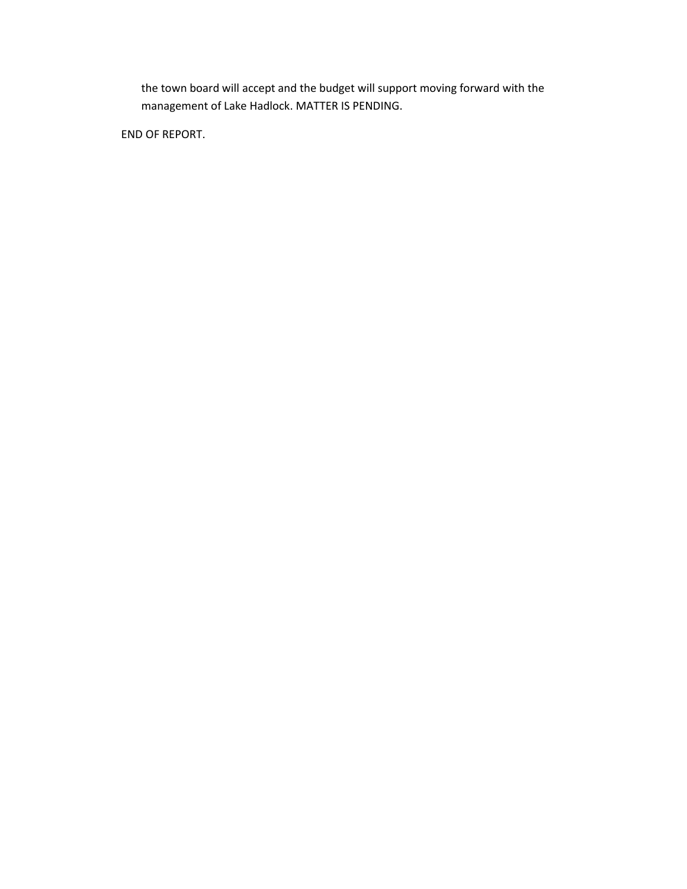the town board will accept and the budget will support moving forward with the management of Lake Hadlock. MATTER IS PENDING.

END OF REPORT.